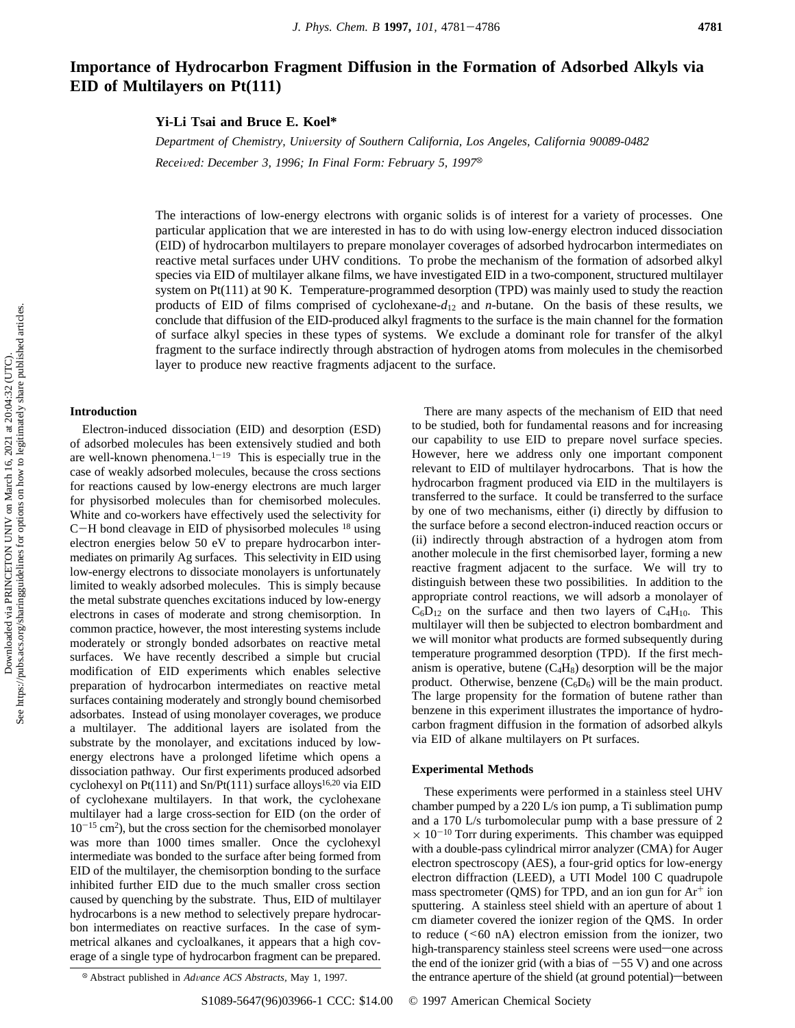# Importance of Hydrocarbon Fragment Diffusion in the Formation of Adsorbed Alkyls via EID of Multilayers on Pt(111)

**Yi-Li Tsai and Bruce E. Koel***

*Department of Chemistry, University of Southern California, Los Angeles, California 90089-0482*

*Received: December 3, 1996; In Final Form: February 5, 1997*[⊗]

The interactions of low-energy electrons with organic solids is of interest for a variety of processes. One particular application that we are interested in has to do with using low-energy electron induced dissociation (EID) of hydrocarbon multilayers to prepare monolayer coverages of adsorbed hydrocarbon intermediates on reactive metal surfaces under UHV conditions. To probe the mechanism of the formation of adsorbed alkyl species via EID of multilayer alkane films, we have investigated EID in a two-component, structured multilayer system on Pt(111) at 90 K. Temperature-programmed desorption (TPD) was mainly used to study the reaction products of EID of films comprised of cyclohexane-$d_{12}$ and *n*-butane. On the basis of these results, we conclude that diffusion of the EID-produced alkyl fragments to the surface is the main channel for the formation of surface alkyl species in these types of systems. We exclude a dominant role for transfer of the alkyl fragment to the surface indirectly through abstraction of hydrogen atoms from molecules in the chemisorbed layer to produce new reactive fragments adjacent to the surface.

## Introduction

Electron-induced dissociation (EID) and desorption (ESD) of adsorbed molecules has been extensively studied and both are well-known phenomena.[1-19] This is especially true in the case of weakly adsorbed molecules, because the cross sections for reactions caused by low-energy electrons are much larger for physisorbed molecules than for chemisorbed molecules. White and co-workers have effectively used the selectivity for C−H bond cleavage in EID of physisorbed molecules [18] using electron energies below 50 eV to prepare hydrocarbon intermediates on primarily Ag surfaces. This selectivity in EID using low-energy electrons to dissociate monolayers is unfortunately limited to weakly adsorbed molecules. This is simply because the metal substrate quenches excitations induced by low-energy electrons in cases of moderate and strong chemisorption. In common practice, however, the most interesting systems include moderately or strongly bonded adsorbates on reactive metal surfaces. We have recently described a simple but crucial modification of EID experiments which enables selective preparation of hydrocarbon intermediates on reactive metal surfaces containing moderately and strongly bound chemisorbed adsorbates. Instead of using monolayer coverages, we produce a multilayer. The additional layers are isolated from the substrate by the monolayer, and excitations induced by low-energy electrons have a prolonged lifetime which opens a dissociation pathway. Our first experiments produced adsorbed cyclohexyl on Pt(111) and Sn/Pt(111) surface alloys[16,20] via EID of cyclohexane multilayers. In that work, the cyclohexane multilayer had a large cross-section for EID (on the order of $10^{-15}$ cm$^2$), but the cross section for the chemisorbed monolayer was more than 1000 times smaller. Once the cyclohexyl intermediate was bonded to the surface after being formed from EID of the multilayer, the chemisorption bonding to the surface inhibited further EID due to the much smaller cross section caused by quenching by the substrate. Thus, EID of multilayer hydrocarbons is a new method to selectively prepare hydrocarbon intermediates on reactive surfaces. In the case of symmetrical alkanes and cycloalkanes, it appears that a high coverage of a single type of hydrocarbon fragment can be prepared.

There are many aspects of the mechanism of EID that need to be studied, both for fundamental reasons and for increasing our capability to use EID to prepare novel surface species. However, here we address only one important component relevant to EID of multilayer hydrocarbons. That is how the hydrocarbon fragment produced via EID in the multilayers is transferred to the surface. It could be transferred to the surface by one of two mechanisms, either (i) directly by diffusion to the surface before a second electron-induced reaction occurs or (ii) indirectly through abstraction of a hydrogen atom from another molecule in the first chemisorbed layer, forming a new reactive fragment adjacent to the surface. We will try to distinguish between these two possibilities. In addition to the appropriate control reactions, we will adsorb a monolayer of $C_6D_{12}$ on the surface and then two layers of $C_4H_{10}$. This multilayer will then be subjected to electron bombardment and we will monitor what products are formed subsequently during temperature programmed desorption (TPD). If the first mechanism is operative, butene ($C_4H_8$) desorption will be the major product. Otherwise, benzene ($C_6D_6$) will be the main product. The large propensity for the formation of butene rather than benzene in this experiment illustrates the importance of hydrocarbon fragment diffusion in the formation of adsorbed alkyls via EID of alkane multilayers on Pt surfaces.

## Experimental Methods

These experiments were performed in a stainless steel UHV chamber pumped by a 220 L/s ion pump, a Ti sublimation pump and a 170 L/s turbomolecular pump with a base pressure of 2 × $10^{-10}$ Torr during experiments. This chamber was equipped with a double-pass cylindrical mirror analyzer (CMA) for Auger electron spectroscopy (AES), a four-grid optics for low-energy electron diffraction (LEED), a UTI Model 100 C quadrupole mass spectrometer (QMS) for TPD, and an ion gun for $Ar^+$ ion sputtering. A stainless steel shield with an aperture of about 1 cm diameter covered the ionizer region of the QMS. In order to reduce (<60 nA) electron emission from the ionizer, two high-transparency stainless steel screens were used—one across the end of the ionizer grid (with a bias of −55 V) and one across the entrance aperture of the shield (at ground potential)—between

[⊗] Abstract published in *Advance ACS Abstracts,* May 1, 1997.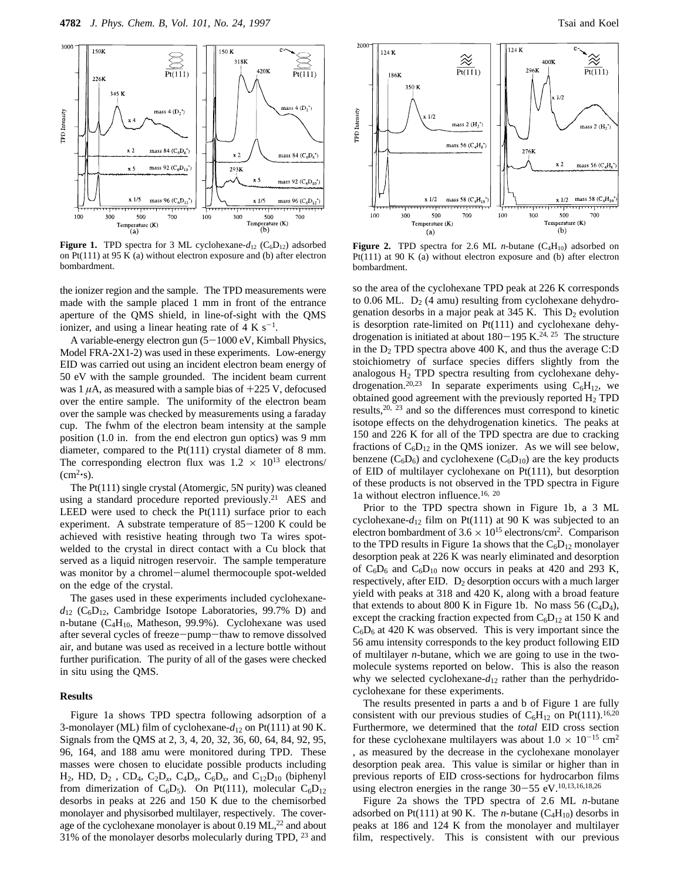**Figure 1.** TPD spectra for 3 ML cyclohexane-$d_{12}$ ($C_6D_{12}$) adsorbed on Pt(111) at 95 K (a) without electron exposure and (b) after electron bombardment.

**Figure 2.** TPD spectra for 2.6 ML *n*-butane ($C_4H_{10}$) adsorbed on Pt(111) at 90 K (a) without electron exposure and (b) after electron bombardment.

the ionizer region and the sample. The TPD measurements were made with the sample placed 1 mm in front of the entrance aperture of the QMS shield, in line-of-sight with the QMS ionizer, and using a linear heating rate of 4 K $s^{-1}$.

A variable-energy electron gun (5−1000 eV, Kimball Physics, Model FRA-2X1-2) was used in these experiments. Low-energy EID was carried out using an incident electron beam energy of 50 eV with the sample grounded. The incident beam current was 1 $\mu$A, as measured with a sample bias of +225 V, defocused over the entire sample. The uniformity of the electron beam over the sample was checked by measurements using a faraday cup. The fwhm of the electron beam intensity at the sample position (1.0 in. from the end electron gun optics) was 9 mm diameter, compared to the Pt(111) crystal diameter of 8 mm. The corresponding electron flux was $1.2 \times 10^{13}$ electrons/($cm^2 \cdot s$).

The Pt(111) single crystal (Atomergic, 5N purity) was cleaned using a standard procedure reported previously.[21] AES and LEED were used to check the Pt(111) surface prior to each experiment. A substrate temperature of 85−1200 K could be achieved with resistive heating through two Ta wires spot-welded to the crystal in direct contact with a Cu block that served as a liquid nitrogen reservoir. The sample temperature was monitor by a chromel−alumel thermocouple spot-welded on the edge of the crystal.

The gases used in these experiments included cyclohexane-$d_{12}$ ($C_6D_{12}$, Cambridge Isotope Laboratories, 99.7% D) and n-butane ($C_4H_{10}$, Matheson, 99.9%). Cyclohexane was used after several cycles of freeze−pump−thaw to remove dissolved air, and butane was used as received in a lecture bottle without further purification. The purity of all of the gases were checked in situ using the QMS.

## Results

Figure 1a shows TPD spectra following adsorption of a 3-monolayer (ML) film of cyclohexane-$d_{12}$ on Pt(111) at 90 K. Signals from the QMS at 2, 3, 4, 20, 32, 36, 60, 64, 84, 92, 95, 96, 164, and 188 amu were monitored during TPD. These masses were chosen to elucidate possible products including $H_2$, HD, $D_2$ , $CD_4$, $C_2D_x$, $C_4D_x$, $C_6D_x$, and $C_{12}D_{10}$ (biphenyl from dimerization of $C_6D_5$). On Pt(111), molecular $C_6D_{12}$ desorbs in peaks at 226 and 150 K due to the chemisorbed monolayer and physisorbed multilayer, respectively. The coverage of the cyclohexane monolayer is about 0.19 ML,[22] and about 31% of the monolayer desorbs molecularly during TPD, [23] and so the area of the cyclohexane TPD peak at 226 K corresponds to 0.06 ML. $D_2$ (4 amu) resulting from cyclohexane dehydrogenation desorbs in a major peak at 345 K. This $D_2$ evolution is desorption rate-limited on Pt(111) and cyclohexane dehydrogenation is initiated at about 180−195 K.[24, 25] The structure in the $D_2$ TPD spectra above 400 K, and thus the average C:D stoichiometry of surface species differs slightly from the analogous $H_2$ TPD spectra resulting from cyclohexane dehydrogenation.[20,23] In separate experiments using $C_6H_{12}$, we obtained good agreement with the previously reported $H_2$ TPD results,[20, 23] and so the differences must correspond to kinetic isotope effects on the dehydrogenation kinetics. The peaks at 150 and 226 K for all of the TPD spectra are due to cracking fractions of $C_6D_{12}$ in the QMS ionizer. As we will see below, benzene ($C_6D_6$) and cyclohexene ($C_6D_{10}$) are the key products of EID of multilayer cyclohexane on Pt(111), but desorption of these products is not observed in the TPD spectra in Figure 1a without electron influence.[16, 20]

Prior to the TPD spectra shown in Figure 1b, a 3 ML cyclohexane-$d_{12}$ film on Pt(111) at 90 K was subjected to an electron bombardment of $3.6 \times 10^{15}$ electrons/$cm^2$. Comparison to the TPD results in Figure 1a shows that the $C_6D_{12}$ monolayer desorption peak at 226 K was nearly eliminated and desorption of $C_6D_6$ and $C_6D_{10}$ now occurs in peaks at 420 and 293 K, respectively, after EID. $D_2$ desorption occurs with a much larger yield with peaks at 318 and 420 K, along with a broad feature that extends to about 800 K in Figure 1b. No mass 56 ($C_4D_4$), except the cracking fraction expected from $C_6D_{12}$ at 150 K and $C_6D_6$ at 420 K was observed. This is very important since the 56 amu intensity corresponds to the key product following EID of multilayer *n*-butane, which we are going to use in the two-molecule systems reported on below. This is also the reason why we selected cyclohexane-$d_{12}$ rather than the perhydrido-cyclohexane for these experiments.

The results presented in parts a and b of Figure 1 are fully consistent with our previous studies of $C_6H_{12}$ on Pt(111).[16,20] Furthermore, we determined that the *total* EID cross section for these cyclohexane multilayers was about $1.0 \times 10^{-15}$ $cm^2$ , as measured by the decrease in the cyclohexane monolayer desorption peak area. This value is similar or higher than in previous reports of EID cross-sections for hydrocarbon films using electron energies in the range 30−55 eV.[10,13,16,18,26]

Figure 2a shows the TPD spectra of 2.6 ML *n*-butane adsorbed on Pt(111) at 90 K. The *n*-butane ($C_4H_{10}$) desorbs in peaks at 186 and 124 K from the monolayer and multilayer film, respectively. This is consistent with our previous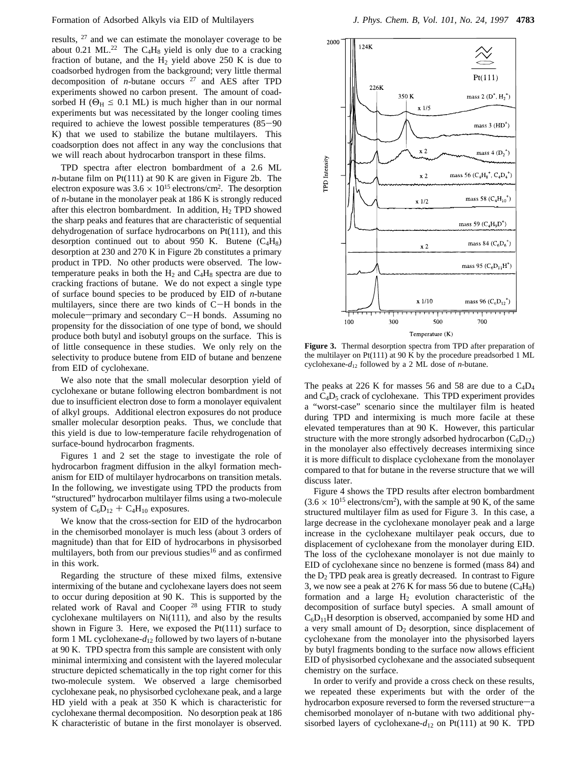results, [27] and we can estimate the monolayer coverage to be about 0.21 ML.[22] The $C_4H_8$ yield is only due to a cracking fraction of butane, and the $H_2$ yield above 250 K is due to coadsorbed hydrogen from the background; very little thermal decomposition of *n*-butane occurs [27] and AES after TPD experiments showed no carbon present. The amount of coadsorbed H ($\Theta_H \leq 0.1$ ML) is much higher than in our normal experiments but was necessitated by the longer cooling times required to achieve the lowest possible temperatures (85−90 K) that we used to stabilize the butane multilayers. This coadsorption does not affect in any way the conclusions that we will reach about hydrocarbon transport in these films.

TPD spectra after electron bombardment of a 2.6 ML *n*-butane film on Pt(111) at 90 K are given in Figure 2b. The electron exposure was $3.6 \times 10^{15}$ electrons/cm$^2$. The desorption of *n*-butane in the monolayer peak at 186 K is strongly reduced after this electron bombardment. In addition, $H_2$ TPD showed the sharp peaks and features that are characteristic of sequential dehydrogenation of surface hydrocarbons on Pt(111), and this desorption continued out to about 950 K. Butene ($C_4H_8$) desorption at 230 and 270 K in Figure 2b constitutes a primary product in TPD. No other products were observed. The low-temperature peaks in both the $H_2$ and $C_4H_8$ spectra are due to cracking fractions of butane. We do not expect a single type of surface bound species to be produced by EID of *n*-butane multilayers, since there are two kinds of C−H bonds in the molecule—primary and secondary C−H bonds. Assuming no propensity for the dissociation of one type of bond, we should produce both butyl and isobutyl groups on the surface. This is of little consequence in these studies. We only rely on the selectivity to produce butene from EID of butane and benzene from EID of cyclohexane.

We also note that the small molecular desorption yield of cyclohexane or butane following electron bombardment is not due to insufficient electron dose to form a monolayer equivalent of alkyl groups. Additional electron exposures do not produce smaller molecular desorption peaks. Thus, we conclude that this yield is due to low-temperature facile rehydrogenation of surface-bound hydrocarbon fragments.

Figures 1 and 2 set the stage to investigate the role of hydrocarbon fragment diffusion in the alkyl formation mechanism for EID of multilayer hydrocarbons on transition metals. In the following, we investigate using TPD the products from "structured" hydrocarbon multilayer films using a two-molecule system of $C_6D_{12} + C_4H_{10}$ exposures.

We know that the cross-section for EID of the hydrocarbon in the chemisorbed monolayer is much less (about 3 orders of magnitude) than that for EID of hydrocarbons in physisorbed multilayers, both from our previous studies[16] and as confirmed in this work.

Regarding the structure of these mixed films, extensive intermixing of the butane and cyclohexane layers does not seem to occur during deposition at 90 K. This is supported by the related work of Raval and Cooper [28] using FTIR to study cyclohexane multilayers on Ni(111), and also by the results shown in Figure 3. Here, we exposed the Pt(111) surface to form 1 ML cyclohexane-$d_{12}$ followed by two layers of n-butane at 90 K. TPD spectra from this sample are consistent with only minimal intermixing and consistent with the layered molecular structure depicted schematically in the top right corner for this two-molecule system. We observed a large chemisorbed cyclohexane peak, no physisorbed cyclohexane peak, and a large HD yield with a peak at 350 K which is characteristic for cyclohexane thermal decomposition. No desorption peak at 186 K characteristic of butane in the first monolayer is observed.

**Figure 3.** Thermal desorption spectra from TPD after preparation of the multilayer on Pt(111) at 90 K by the procedure preadsorbed 1 ML cyclohexane-$d_{12}$ followed by a 2 ML dose of *n*-butane.

The peaks at 226 K for masses 56 and 58 are due to a $C_4D_4$ and $C_4D_5$ crack of cyclohexane. This TPD experiment provides a "worst-case" scenario since the multilayer film is heated during TPD and intermixing is much more facile at these elevated temperatures than at 90 K. However, this particular structure with the more strongly adsorbed hydrocarbon ($C_6D_{12}$) in the monolayer also effectively decreases intermixing since it is more difficult to displace cyclohexane from the monolayer compared to that for butane in the reverse structure that we will discuss later.

Figure 4 shows the TPD results after electron bombardment ($3.6 \times 10^{15}$ electrons/cm$^2$), with the sample at 90 K, of the same structured multilayer film as used for Figure 3. In this case, a large decrease in the cyclohexane monolayer peak and a large increase in the cyclohexane multilayer peak occurs, due to displacement of cyclohexane from the monolayer during EID. The loss of the cyclohexane monolayer is not due mainly to EID of cyclohexane since no benzene is formed (mass 84) and the $D_2$ TPD peak area is greatly decreased. In contrast to Figure 3, we now see a peak at 276 K for mass 56 due to butene ($C_4H_8$) formation and a large $H_2$ evolution characteristic of the decomposition of surface butyl species. A small amount of $C_6D_{11}H$ desorption is observed, accompanied by some HD and a very small amount of $D_2$ desorption, since displacement of cyclohexane from the monolayer into the physisorbed layers by butyl fragments bonding to the surface now allows efficient EID of physisorbed cyclohexane and the associated subsequent chemistry on the surface.

In order to verify and provide a cross check on these results, we repeated these experiments but with the order of the hydrocarbon exposure reversed to form the reversed structure—a chemisorbed monolayer of n-butane with two additional physisorbed layers of cyclohexane-$d_{12}$ on Pt(111) at 90 K. TPD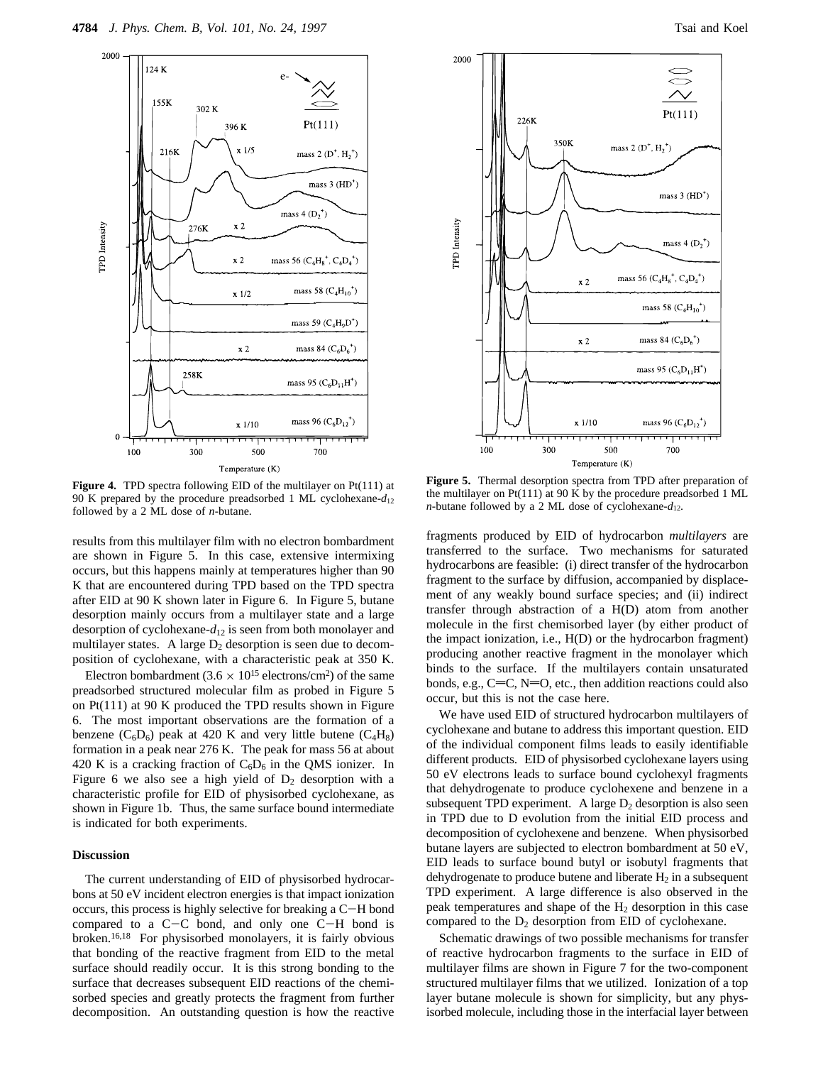**Figure 4.** TPD spectra following EID of the multilayer on Pt(111) at 90 K prepared by the procedure preadsorbed 1 ML cyclohexane-$d_{12}$ followed by a 2 ML dose of *n*-butane.

**Figure 5.** Thermal desorption spectra from TPD after preparation of the multilayer on Pt(111) at 90 K by the procedure preadsorbed 1 ML *n*-butane followed by a 2 ML dose of cyclohexane-$d_{12}$.

results from this multilayer film with no electron bombardment are shown in Figure 5. In this case, extensive intermixing occurs, but this happens mainly at temperatures higher than 90 K that are encountered during TPD based on the TPD spectra after EID at 90 K shown later in Figure 6. In Figure 5, butane desorption mainly occurs from a multilayer state and a large desorption of cyclohexane-$d_{12}$ is seen from both monolayer and multilayer states. A large $D_2$ desorption is seen due to decomposition of cyclohexane, with a characteristic peak at 350 K.

Electron bombardment ($3.6 \times 10^{15}$ electrons/cm$^2$) of the same preadsorbed structured molecular film as probed in Figure 5 on Pt(111) at 90 K produced the TPD results shown in Figure 6. The most important observations are the formation of a benzene ($C_6D_6$) peak at 420 K and very little butene ($C_4H_8$) formation in a peak near 276 K. The peak for mass 56 at about 420 K is a cracking fraction of $C_6D_6$ in the QMS ionizer. In Figure 6 we also see a high yield of $D_2$ desorption with a characteristic profile for EID of physisorbed cyclohexane, as shown in Figure 1b. Thus, the same surface bound intermediate is indicated for both experiments.

## Discussion

The current understanding of EID of physisorbed hydrocarbons at 50 eV incident electron energies is that impact ionization occurs, this process is highly selective for breaking a C–H bond compared to a C–C bond, and only one C–H bond is broken.[16,18] For physisorbed monolayers, it is fairly obvious that bonding of the reactive fragment from EID to the metal surface should readily occur. It is this strong bonding to the surface that decreases subsequent EID reactions of the chemisorbed species and greatly protects the fragment from further decomposition. An outstanding question is how the reactive fragments produced by EID of hydrocarbon *multilayers* are transferred to the surface. Two mechanisms for saturated hydrocarbons are feasible: (i) direct transfer of the hydrocarbon fragment to the surface by diffusion, accompanied by displacement of any weakly bound surface species; and (ii) indirect transfer through abstraction of a H(D) atom from another molecule in the first chemisorbed layer (by either product of the impact ionization, i.e., H(D) or the hydrocarbon fragment) producing another reactive fragment in the monolayer which binds to the surface. If the multilayers contain unsaturated bonds, e.g., C=C, N=O, etc., then addition reactions could also occur, but this is not the case here.

We have used EID of structured hydrocarbon multilayers of cyclohexane and butane to address this important question. EID of the individual component films leads to easily identifiable different products. EID of physisorbed cyclohexane layers using 50 eV electrons leads to surface bound cyclohexyl fragments that dehydrogenate to produce cyclohexene and benzene in a subsequent TPD experiment. A large $D_2$ desorption is also seen in TPD due to D evolution from the initial EID process and decomposition of cyclohexene and benzene. When physisorbed butane layers are subjected to electron bombardment at 50 eV, EID leads to surface bound butyl or isobutyl fragments that dehydrogenate to produce butene and liberate $H_2$ in a subsequent TPD experiment. A large difference is also observed in the peak temperatures and shape of the $H_2$ desorption in this case compared to the $D_2$ desorption from EID of cyclohexane.

Schematic drawings of two possible mechanisms for transfer of reactive hydrocarbon fragments to the surface in EID of multilayer films are shown in Figure 7 for the two-component structured multilayer films that we utilized. Ionization of a top layer butane molecule is shown for simplicity, but any physisorbed molecule, including those in the interfacial layer between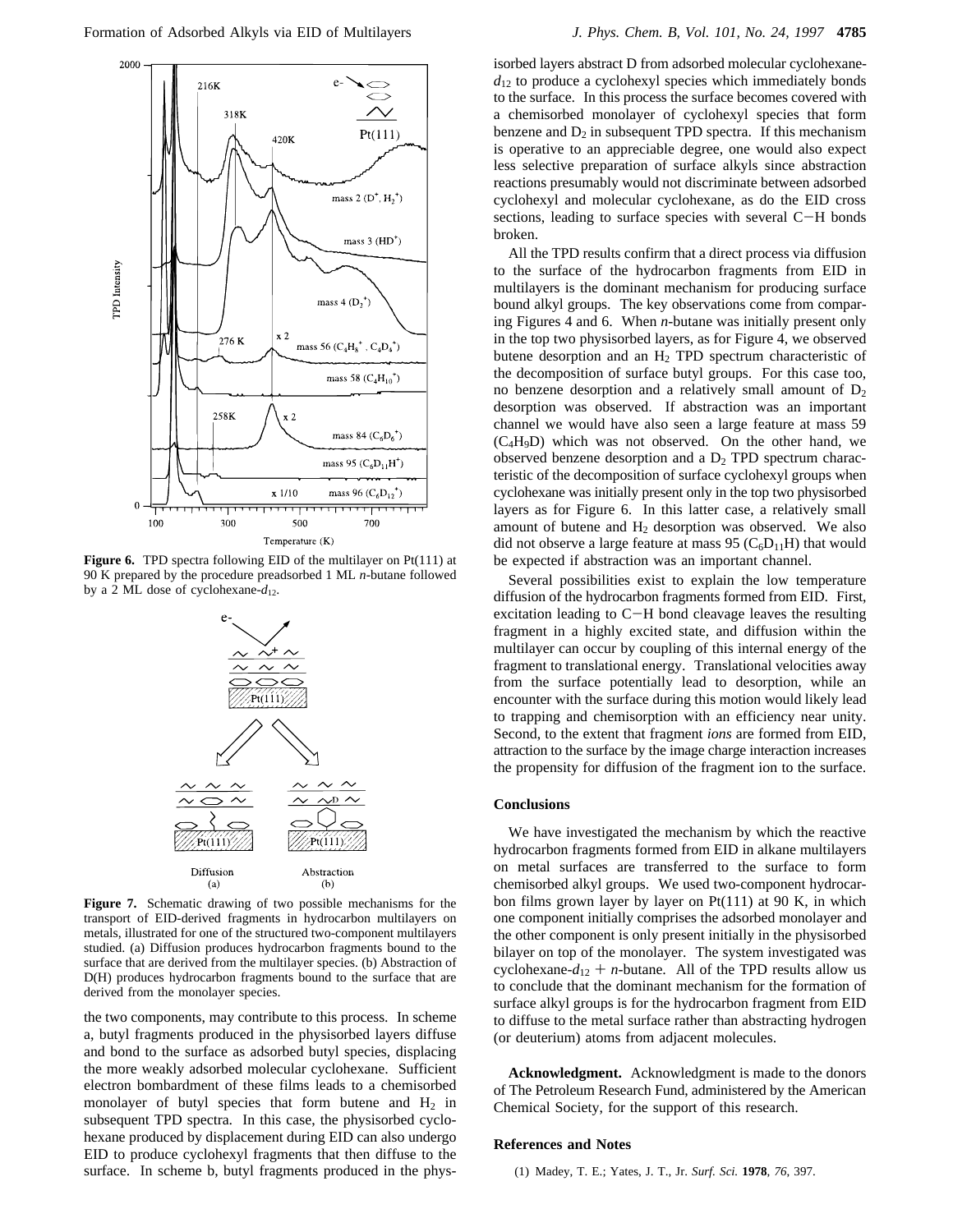**Figure 6.** TPD spectra following EID of the multilayer on Pt(111) at 90 K prepared by the procedure preadsorbed 1 ML *n*-butane followed by a 2 ML dose of cyclohexane-$d_{12}$.

**Figure 7.** Schematic drawing of two possible mechanisms for the transport of EID-derived fragments in hydrocarbon multilayers on metals, illustrated for one of the structured two-component multilayers studied. (a) Diffusion produces hydrocarbon fragments bound to the surface that are derived from the multilayer species. (b) Abstraction of D(H) produces hydrocarbon fragments bound to the surface that are derived from the monolayer species.

the two components, may contribute to this process. In scheme a, butyl fragments produced in the physisorbed layers diffuse and bond to the surface as adsorbed butyl species, displacing the more weakly adsorbed molecular cyclohexane. Sufficient electron bombardment of these films leads to a chemisorbed monolayer of butyl species that form butene and $H_2$ in subsequent TPD spectra. In this case, the physisorbed cyclohexane produced by displacement during EID can also undergo EID to produce cyclohexyl fragments that then diffuse to the surface. In scheme b, butyl fragments produced in the physisorbed layers abstract D from adsorbed molecular cyclohexane-$d_{12}$ to produce a cyclohexyl species which immediately bonds to the surface. In this process the surface becomes covered with a chemisorbed monolayer of cyclohexyl species that form benzene and $D_2$ in subsequent TPD spectra. If this mechanism is operative to an appreciable degree, one would also expect less selective preparation of surface alkyls since abstraction reactions presumably would not discriminate between adsorbed cyclohexyl and molecular cyclohexane, as do the EID cross sections, leading to surface species with several C−H bonds broken.

All the TPD results confirm that a direct process via diffusion to the surface of the hydrocarbon fragments from EID in multilayers is the dominant mechanism for producing surface bound alkyl groups. The key observations come from comparing Figures 4 and 6. When *n*-butane was initially present only in the top two physisorbed layers, as for Figure 4, we observed butene desorption and an $H_2$ TPD spectrum characteristic of the decomposition of surface butyl groups. For this case too, no benzene desorption and a relatively small amount of $D_2$ desorption was observed. If abstraction was an important channel we would have also seen a large feature at mass 59 ($C_4H_9D$) which was not observed. On the other hand, we observed benzene desorption and a $D_2$ TPD spectrum characteristic of the decomposition of surface cyclohexyl groups when cyclohexane was initially present only in the top two physisorbed layers as for Figure 6. In this latter case, a relatively small amount of butene and $H_2$ desorption was observed. We also did not observe a large feature at mass 95 ($C_6D_{11}H$) that would be expected if abstraction was an important channel.

Several possibilities exist to explain the low temperature diffusion of the hydrocarbon fragments formed from EID. First, excitation leading to C−H bond cleavage leaves the resulting fragment in a highly excited state, and diffusion within the multilayer can occur by coupling of this internal energy of the fragment to translational energy. Translational velocities away from the surface potentially lead to desorption, while an encounter with the surface during this motion would likely lead to trapping and chemisorption with an efficiency near unity. Second, to the extent that fragment *ions* are formed from EID, attraction to the surface by the image charge interaction increases the propensity for diffusion of the fragment ion to the surface.

## Conclusions

We have investigated the mechanism by which the reactive hydrocarbon fragments formed from EID in alkane multilayers on metal surfaces are transferred to the surface to form chemisorbed alkyl groups. We used two-component hydrocarbon films grown layer by layer on Pt(111) at 90 K, in which one component initially comprises the adsorbed monolayer and the other component is only present initially in the physisorbed bilayer on top of the monolayer. The system investigated was cyclohexane-$d_{12}$ + *n*-butane. All of the TPD results allow us to conclude that the dominant mechanism for the formation of surface alkyl groups is for the hydrocarbon fragment from EID to diffuse to the metal surface rather than abstracting hydrogen (or deuterium) atoms from adjacent molecules.

**Acknowledgment.** Acknowledgment is made to the donors of The Petroleum Research Fund, administered by the American Chemical Society, for the support of this research.

## References and Notes

(1) Madey, T. E.; Yates, J. T., Jr. *Surf. Sci.* **1978**, *76*, 397.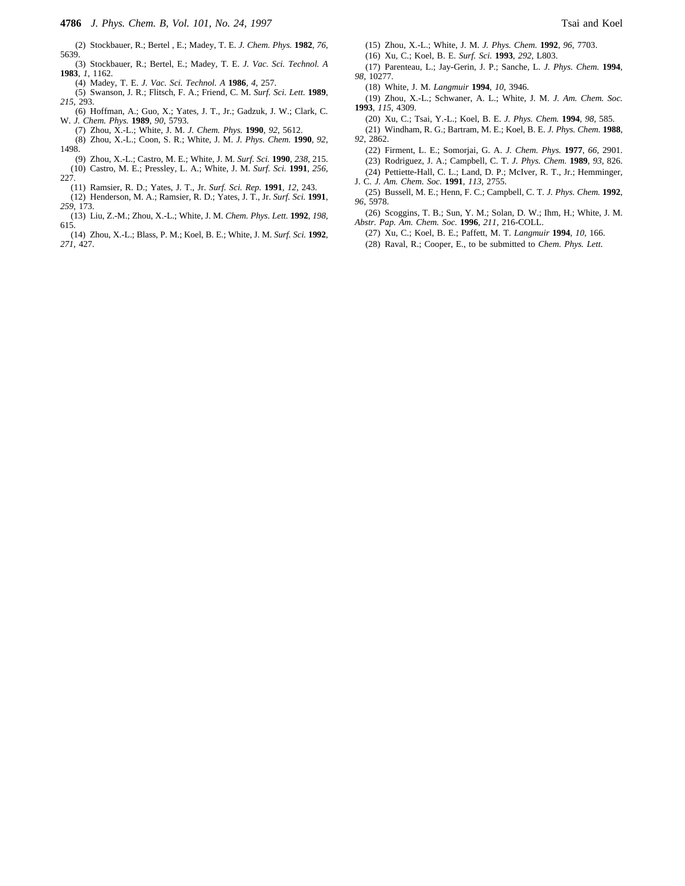(2) Stockbauer, R.; Bertel , E.; Madey, T. E. *J. Chem. Phys.* **1982**, *76*, 5639.

(3) Stockbauer, R.; Bertel, E.; Madey, T. E. *J. Vac. Sci. Technol. A* **1983**, *1*, 1162.

(4) Madey, T. E. *J. Vac. Sci. Technol. A* **1986**, *4*, 257.

(5) Swanson, J. R.; Flitsch, F. A.; Friend, C. M. *Surf. Sci. Lett.* **1989**, *215*, 293.

(6) Hoffman, A.; Guo, X.; Yates, J. T., Jr.; Gadzuk, J. W.; Clark, C. W. *J. Chem. Phys.* **1989**, *90*, 5793.

(7) Zhou, X.-L.; White, J. M. *J. Chem. Phys.* **1990**, *92*, 5612.

(8) Zhou, X.-L.; Coon, S. R.; White, J. M. *J. Phys. Chem.* **1990**, *92*, 1498.

(9) Zhou, X.-L.; Castro, M. E.; White, J. M. *Surf. Sci.* **1990**, *238*, 215.

(10) Castro, M. E.; Pressley, L. A.; White, J. M. *Surf. Sci.* **1991**, *256*, 227.

(11) Ramsier, R. D.; Yates, J. T., Jr. *Surf. Sci. Rep.* **1991**, *12*, 243.

(12) Henderson, M. A.; Ramsier, R. D.; Yates, J. T., Jr. *Surf. Sci.* **1991**, *259*, 173.

(13) Liu, Z.-M.; Zhou, X.-L.; White, J. M. *Chem. Phys. Lett.* **1992**, *198*, 615.

(14) Zhou, X.-L.; Blass, P. M.; Koel, B. E.; White, J. M. *Surf. Sci.* **1992**, *271*, 427.

(15) Zhou, X.-L.; White, J. M. *J. Phys. Chem.* **1992**, *96*, 7703.

(16) Xu, C.; Koel, B. E. *Surf. Sci.* **1993**, *292*, L803.

(17) Parenteau, L.; Jay-Gerin, J. P.; Sanche, L. *J. Phys. Chem.* **1994**, *98*, 10277.

(18) White, J. M. *Langmuir* **1994**, *10*, 3946.

(19) Zhou, X.-L.; Schwaner, A. L.; White, J. M. *J. Am. Chem. Soc.* **1993**, *115*, 4309.

(20) Xu, C.; Tsai, Y.-L.; Koel, B. E. *J. Phys. Chem.* **1994**, *98*, 585.

(21) Windham, R. G.; Bartram, M. E.; Koel, B. E. *J. Phys. Chem.* **1988**, *92*, 2862.

(22) Firment, L. E.; Somorjai, G. A. *J. Chem. Phys.* **1977**, *66*, 2901.

(23) Rodriguez, J. A.; Campbell, C. T. *J. Phys. Chem.* **1989**, *93*, 826.

(24) Pettiette-Hall, C. L.; Land, D. P.; McIver, R. T., Jr.; Hemminger, J. C. *J. Am. Chem. Soc.* **1991**, *113*, 2755.

(25) Bussell, M. E.; Henn, F. C.; Campbell, C. T. *J. Phys. Chem.* **1992**, *96*, 5978.

(26) Scoggins, T. B.; Sun, Y. M.; Solan, D. W.; Ihm, H.; White, J. M. *Abstr. Pap. Am. Chem. Soc.* **1996**, *211*, 216-COLL.

(27) Xu, C.; Koel, B. E.; Paffett, M. T. *Langmuir* **1994**, *10*, 166.

(28) Raval, R.; Cooper, E., to be submitted to *Chem. Phys. Lett.*